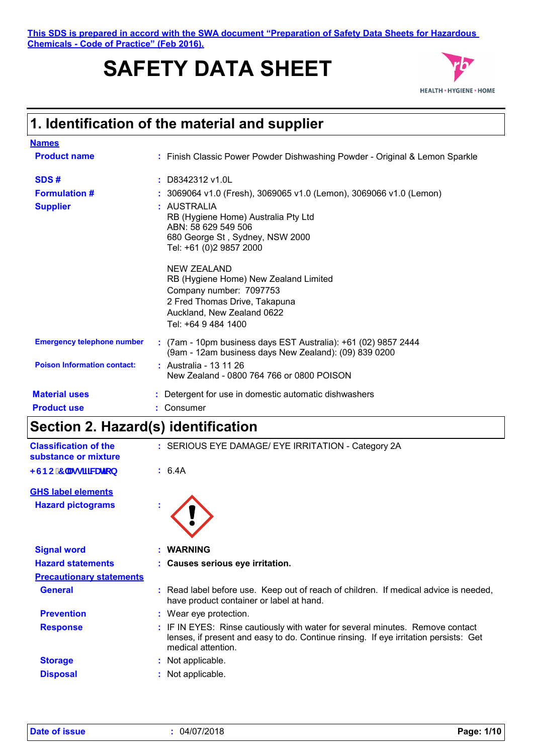This SDS is prepared in accord with the SWA document "Preparation of Safety Data Sheets for Hazardous Chemicals - Code of Practice" (Feb 2016).

# SAFETY DATA SHEET

HEALTH • HYGIENE • HOME

## 1. Identification of the material and supplier

**Names**

| | | |
|---|---|---|
| **Product name** | : | Finish Classic Power Powder Dishwashing Powder - Original & Lemon Sparkle |
| **SDS #** | : | D8342312 v1.0L |
| **Formulation #** | : | 3069064 v1.0 (Fresh), 3069065 v1.0 (Lemon), 3069066 v1.0 (Lemon) |
| **Supplier** | : | AUSTRALIA<br>RB (Hygiene Home) Australia Pty Ltd<br>ABN: 58 629 549 506<br>680 George St , Sydney, NSW 2000<br>Tel: +61 (0)2 9857 2000<br><br>NEW ZEALAND<br>RB (Hygiene Home) New Zealand Limited<br>Company number: 7097753<br>2 Fred Thomas Drive, Takapuna<br>Auckland, New Zealand 0622<br>Tel: +64 9 484 1400 |
| **Emergency telephone number** | : | (7am - 10pm business days EST Australia): +61 (02) 9857 2444<br>(9am - 12am business days New Zealand): (09) 839 0200 |
| **Poison Information contact:** | : | Australia - 13 11 26<br>New Zealand - 0800 764 766 or 0800 POISON |
| **Material uses** | : | Detergent for use in domestic automatic dishwashers |
| **Product use** | : | Consumer |

## Section 2. Hazard(s) identification

| | | |
|---|---|---|
| **Classification of the substance or mixture** | : | SERIOUS EYE DAMAGE/ EYE IRRITATION - Category 2A |
| **HSNO Classification** | : | 6.4A |

**GHS label elements**

| | | |
|---|---|---|
| **Hazard pictograms** | : | |
| **Signal word** | : | **WARNING** |
| **Hazard statements** | : | **Causes serious eye irritation.** |

**Precautionary statements**

| | | |
|---|---|---|
| **General** | : | Read label before use. Keep out of reach of children. If medical advice is needed, have product container or label at hand. |
| **Prevention** | : | Wear eye protection. |
| **Response** | : | IF IN EYES: Rinse cautiously with water for several minutes. Remove contact lenses, if present and easy to do. Continue rinsing. If eye irritation persists: Get medical attention. |
| **Storage** | : | Not applicable. |
| **Disposal** | : | Not applicable. |

**Date of issue** : 04/07/2018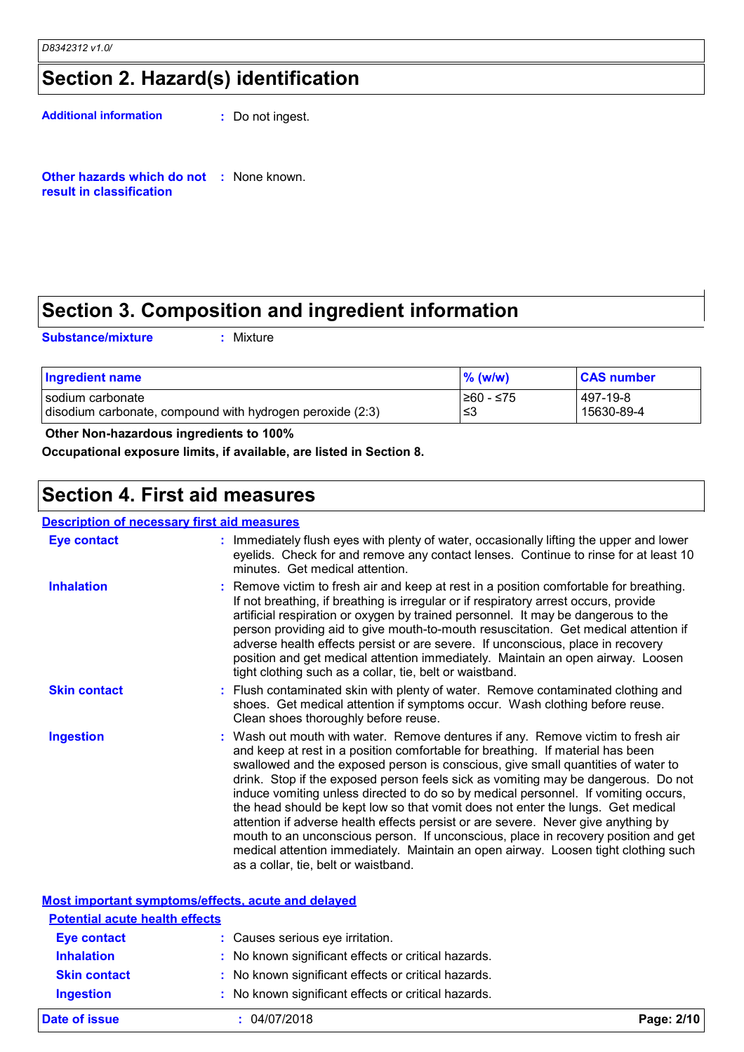## Section 2. Hazard(s) identification

**Additional information** : Do not ingest.

**Other hazards which do not result in classification** : None known.

## Section 3. Composition and ingredient information

**Substance/mixture** : Mixture

| Ingredient name | % (w/w) | CAS number |
|---|---|---|
| sodium carbonate | ≥60 - ≤75 | 497-19-8 |
| disodium carbonate, compound with hydrogen peroxide (2:3) | ≤3 | 15630-89-4 |

**Other Non-hazardous ingredients to 100%**

**Occupational exposure limits, if available, are listed in Section 8.**

## Section 4. First aid measures

### Description of necessary first aid measures

**Eye contact** : Immediately flush eyes with plenty of water, occasionally lifting the upper and lower eyelids. Check for and remove any contact lenses. Continue to rinse for at least 10 minutes. Get medical attention.

**Inhalation** : Remove victim to fresh air and keep at rest in a position comfortable for breathing. If not breathing, if breathing is irregular or if respiratory arrest occurs, provide artificial respiration or oxygen by trained personnel. It may be dangerous to the person providing aid to give mouth-to-mouth resuscitation. Get medical attention if adverse health effects persist or are severe. If unconscious, place in recovery position and get medical attention immediately. Maintain an open airway. Loosen tight clothing such as a collar, tie, belt or waistband.

**Skin contact** : Flush contaminated skin with plenty of water. Remove contaminated clothing and shoes. Get medical attention if symptoms occur. Wash clothing before reuse. Clean shoes thoroughly before reuse.

**Ingestion** : Wash out mouth with water. Remove dentures if any. Remove victim to fresh air and keep at rest in a position comfortable for breathing. If material has been swallowed and the exposed person is conscious, give small quantities of water to drink. Stop if the exposed person feels sick as vomiting may be dangerous. Do not induce vomiting unless directed to do so by medical personnel. If vomiting occurs, the head should be kept low so that vomit does not enter the lungs. Get medical attention if adverse health effects persist or are severe. Never give anything by mouth to an unconscious person. If unconscious, place in recovery position and get medical attention immediately. Maintain an open airway. Loosen tight clothing such as a collar, tie, belt or waistband.

### Most important symptoms/effects, acute and delayed

#### Potential acute health effects

**Eye contact** : Causes serious eye irritation.

**Inhalation** : No known significant effects or critical hazards.

**Skin contact** : No known significant effects or critical hazards.

**Ingestion** : No known significant effects or critical hazards.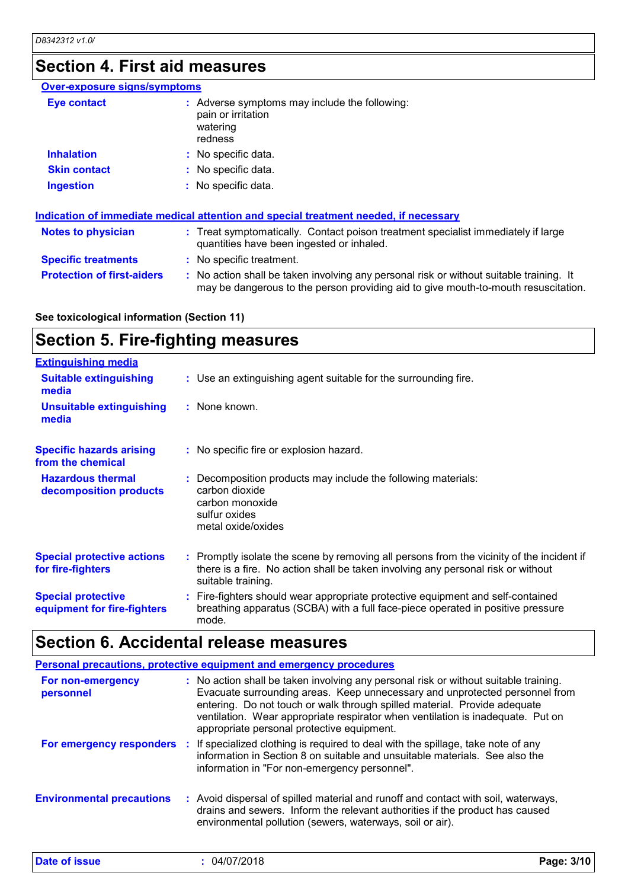## Section 4. First aid measures

### Over-exposure signs/symptoms

**Eye contact** : Adverse symptoms may include the following:
pain or irritation
watering
redness

**Inhalation** : No specific data.

**Skin contact** : No specific data.

**Ingestion** : No specific data.

### Indication of immediate medical attention and special treatment needed, if necessary

**Notes to physician** : Treat symptomatically. Contact poison treatment specialist immediately if large quantities have been ingested or inhaled.

**Specific treatments** : No specific treatment.

**Protection of first-aiders** : No action shall be taken involving any personal risk or without suitable training. It may be dangerous to the person providing aid to give mouth-to-mouth resuscitation.

**See toxicological information (Section 11)**

## Section 5. Fire-fighting measures

### Extinguishing media

**Suitable extinguishing media** : Use an extinguishing agent suitable for the surrounding fire.

**Unsuitable extinguishing media** : None known.

**Specific hazards arising from the chemical** : No specific fire or explosion hazard.

**Hazardous thermal decomposition products** : Decomposition products may include the following materials:
carbon dioxide
carbon monoxide
sulfur oxides
metal oxide/oxides

**Special protective actions for fire-fighters** : Promptly isolate the scene by removing all persons from the vicinity of the incident if there is a fire. No action shall be taken involving any personal risk or without suitable training.

**Special protective equipment for fire-fighters** : Fire-fighters should wear appropriate protective equipment and self-contained breathing apparatus (SCBA) with a full face-piece operated in positive pressure mode.

## Section 6. Accidental release measures

### Personal precautions, protective equipment and emergency procedures

**For non-emergency personnel** : No action shall be taken involving any personal risk or without suitable training. Evacuate surrounding areas. Keep unnecessary and unprotected personnel from entering. Do not touch or walk through spilled material. Provide adequate ventilation. Wear appropriate respirator when ventilation is inadequate. Put on appropriate personal protective equipment.

**For emergency responders** : If specialized clothing is required to deal with the spillage, take note of any information in Section 8 on suitable and unsuitable materials. See also the information in "For non-emergency personnel".

**Environmental precautions** : Avoid dispersal of spilled material and runoff and contact with soil, waterways, drains and sewers. Inform the relevant authorities if the product has caused environmental pollution (sewers, waterways, soil or air).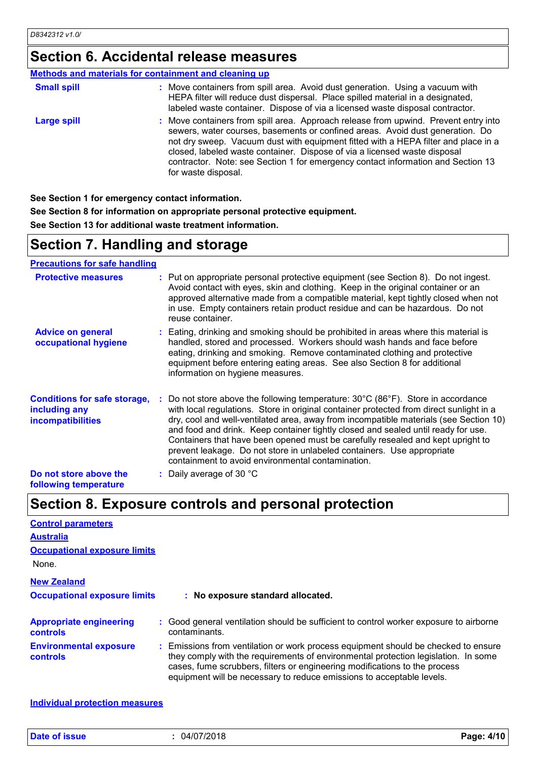## Section 6. Accidental release measures

**Methods and materials for containment and cleaning up**

**Small spill** : Move containers from spill area. Avoid dust generation. Using a vacuum with HEPA filter will reduce dust dispersal. Place spilled material in a designated, labeled waste container. Dispose of via a licensed waste disposal contractor.

**Large spill** : Move containers from spill area. Approach release from upwind. Prevent entry into sewers, water courses, basements or confined areas. Avoid dust generation. Do not dry sweep. Vacuum dust with equipment fitted with a HEPA filter and place in a closed, labeled waste container. Dispose of via a licensed waste disposal contractor. Note: see Section 1 for emergency contact information and Section 13 for waste disposal.

**See Section 1 for emergency contact information.**

**See Section 8 for information on appropriate personal protective equipment.**

**See Section 13 for additional waste treatment information.**

## Section 7. Handling and storage

**Precautions for safe handling**

**Protective measures** : Put on appropriate personal protective equipment (see Section 8). Do not ingest. Avoid contact with eyes, skin and clothing. Keep in the original container or an approved alternative made from a compatible material, kept tightly closed when not in use. Empty containers retain product residue and can be hazardous. Do not reuse container.

**Advice on general occupational hygiene** : Eating, drinking and smoking should be prohibited in areas where this material is handled, stored and processed. Workers should wash hands and face before eating, drinking and smoking. Remove contaminated clothing and protective equipment before entering eating areas. See also Section 8 for additional information on hygiene measures.

**Conditions for safe storage, including any incompatibilities** : Do not store above the following temperature: 30°C (86°F). Store in accordance with local regulations. Store in original container protected from direct sunlight in a dry, cool and well-ventilated area, away from incompatible materials (see Section 10) and food and drink. Keep container tightly closed and sealed until ready for use. Containers that have been opened must be carefully resealed and kept upright to prevent leakage. Do not store in unlabeled containers. Use appropriate containment to avoid environmental contamination.

**Do not store above the following temperature** : Daily average of 30 °C

## Section 8. Exposure controls and personal protection

**Control parameters**

**Australia**

**Occupational exposure limits**

None.

**New Zealand**

**Occupational exposure limits** : **No exposure standard allocated.**

**Appropriate engineering controls** : Good general ventilation should be sufficient to control worker exposure to airborne contaminants.

**Environmental exposure controls** : Emissions from ventilation or work process equipment should be checked to ensure they comply with the requirements of environmental protection legislation. In some cases, fume scrubbers, filters or engineering modifications to the process equipment will be necessary to reduce emissions to acceptable levels.

**Individual protection measures**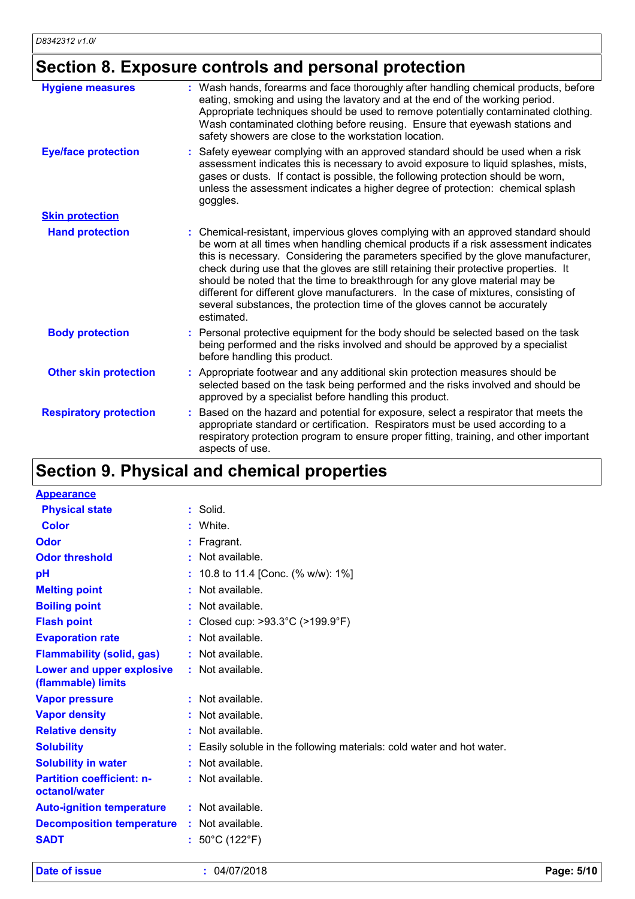## Section 8. Exposure controls and personal protection

**Hygiene measures** : Wash hands, forearms and face thoroughly after handling chemical products, before eating, smoking and using the lavatory and at the end of the working period. Appropriate techniques should be used to remove potentially contaminated clothing. Wash contaminated clothing before reusing. Ensure that eyewash stations and safety showers are close to the workstation location.

**Eye/face protection** : Safety eyewear complying with an approved standard should be used when a risk assessment indicates this is necessary to avoid exposure to liquid splashes, mists, gases or dusts. If contact is possible, the following protection should be worn, unless the assessment indicates a higher degree of protection: chemical splash goggles.

**Skin protection**

**Hand protection** : Chemical-resistant, impervious gloves complying with an approved standard should be worn at all times when handling chemical products if a risk assessment indicates this is necessary. Considering the parameters specified by the glove manufacturer, check during use that the gloves are still retaining their protective properties. It should be noted that the time to breakthrough for any glove material may be different for different glove manufacturers. In the case of mixtures, consisting of several substances, the protection time of the gloves cannot be accurately estimated.

**Body protection** : Personal protective equipment for the body should be selected based on the task being performed and the risks involved and should be approved by a specialist before handling this product.

**Other skin protection** : Appropriate footwear and any additional skin protection measures should be selected based on the task being performed and the risks involved and should be approved by a specialist before handling this product.

**Respiratory protection** : Based on the hazard and potential for exposure, select a respirator that meets the appropriate standard or certification. Respirators must be used according to a respiratory protection program to ensure proper fitting, training, and other important aspects of use.

## Section 9. Physical and chemical properties

**Appearance**

| Property | Value |
|---|---|
| Physical state | Solid. |
| Color | White. |
| Odor | Fragrant. |
| Odor threshold | Not available. |
| pH | 10.8 to 11.4 [Conc. (% w/w): 1%] |
| Melting point | Not available. |
| Boiling point | Not available. |
| Flash point | Closed cup: >93.3°C (>199.9°F) |
| Evaporation rate | Not available. |
| Flammability (solid, gas) | Not available. |
| Lower and upper explosive (flammable) limits | Not available. |
| Vapor pressure | Not available. |
| Vapor density | Not available. |
| Relative density | Not available. |
| Solubility | Easily soluble in the following materials: cold water and hot water. |
| Solubility in water | Not available. |
| Partition coefficient: n-octanol/water | Not available. |
| Auto-ignition temperature | Not available. |
| Decomposition temperature | Not available. |
| SADT | 50°C (122°F) |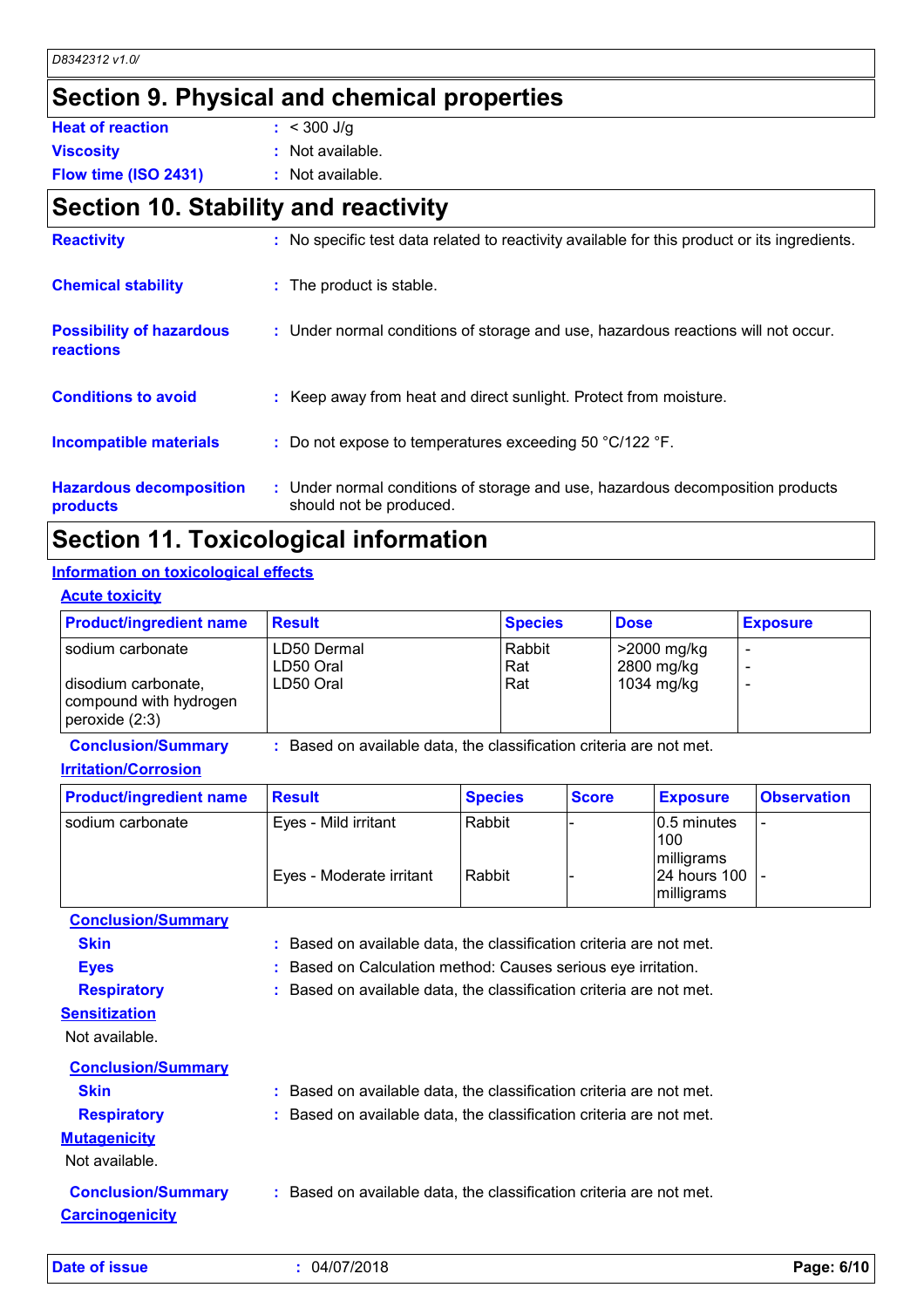## Section 9. Physical and chemical properties

**Heat of reaction** : < 300 J/g

**Viscosity** : Not available.

**Flow time (ISO 2431)** : Not available.

## Section 10. Stability and reactivity

**Reactivity** : No specific test data related to reactivity available for this product or its ingredients.

**Chemical stability** : The product is stable.

**Possibility of hazardous reactions** : Under normal conditions of storage and use, hazardous reactions will not occur.

**Conditions to avoid** : Keep away from heat and direct sunlight. Protect from moisture.

**Incompatible materials** : Do not expose to temperatures exceeding 50 °C/122 °F.

**Hazardous decomposition products** : Under normal conditions of storage and use, hazardous decomposition products should not be produced.

## Section 11. Toxicological information

### Information on toxicological effects

#### Acute toxicity

| Product/ingredient name | Result | Species | Dose | Exposure |
|---|---|---|---|---|
| sodium carbonate | LD50 Dermal | Rabbit | >2000 mg/kg | - |
| | LD50 Oral | Rat | 2800 mg/kg | - |
| disodium carbonate, compound with hydrogen peroxide (2:3) | LD50 Oral | Rat | 1034 mg/kg | - |

**Conclusion/Summary** : Based on available data, the classification criteria are not met.

#### Irritation/Corrosion

| Product/ingredient name | Result | Species | Score | Exposure | Observation |
|---|---|---|---|---|---|
| sodium carbonate | Eyes - Mild irritant | Rabbit | - | 0.5 minutes 100 milligrams | - |
| | Eyes - Moderate irritant | Rabbit | - | 24 hours 100 milligrams | - |

**Conclusion/Summary**

**Skin** : Based on available data, the classification criteria are not met.

**Eyes** : Based on Calculation method: Causes serious eye irritation.

**Respiratory** : Based on available data, the classification criteria are not met.

#### Sensitization

Not available.

**Conclusion/Summary**

**Skin** : Based on available data, the classification criteria are not met.

**Respiratory** : Based on available data, the classification criteria are not met.

#### Mutagenicity

Not available.

**Conclusion/Summary** : Based on available data, the classification criteria are not met.

#### Carcinogenicity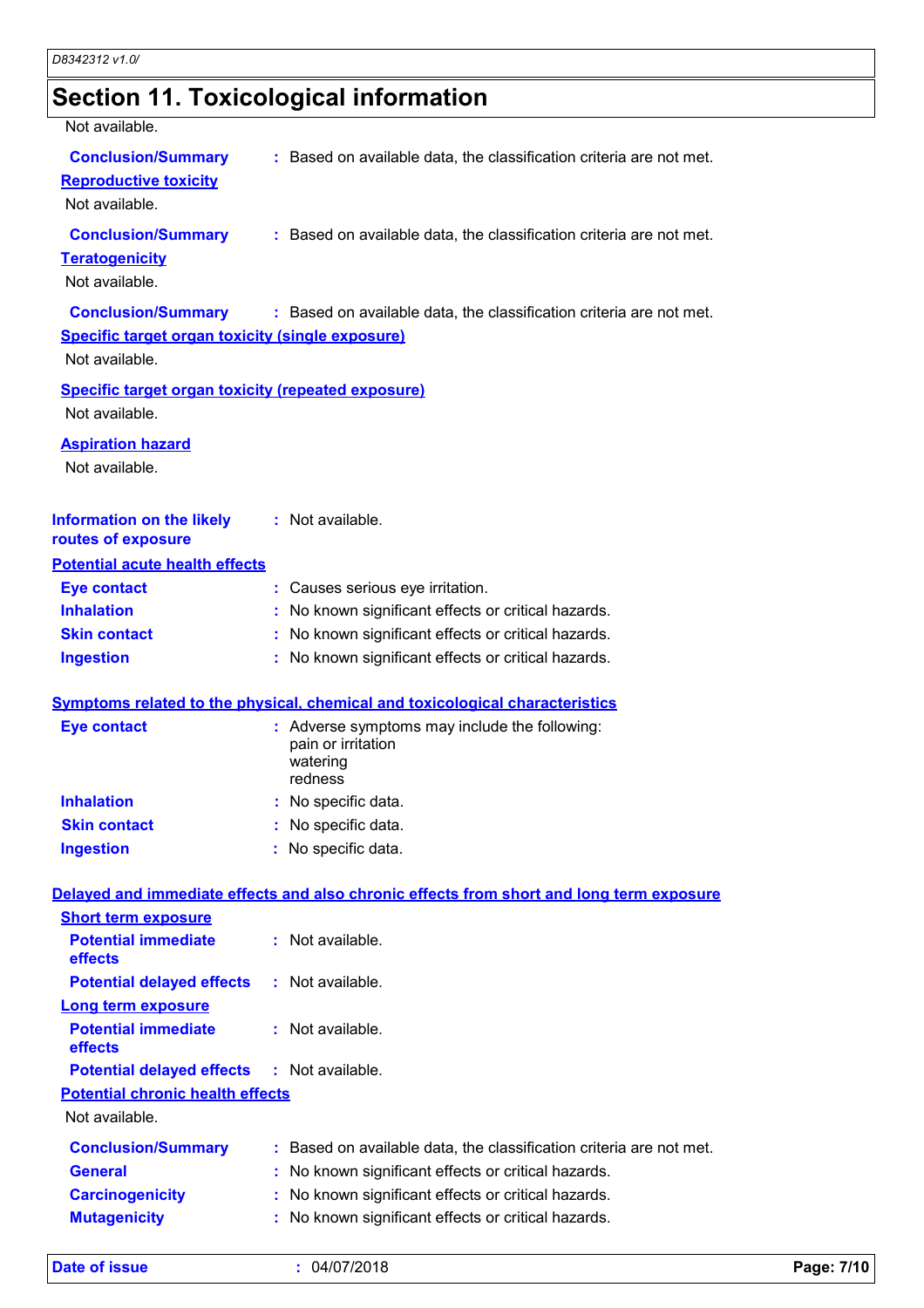## Section 11. Toxicological information

Not available.

**Conclusion/Summary** : Based on available data, the classification criteria are not met.

**Reproductive toxicity**

Not available.

**Conclusion/Summary** : Based on available data, the classification criteria are not met.

**Teratogenicity**

Not available.

**Conclusion/Summary** : Based on available data, the classification criteria are not met.

**Specific target organ toxicity (single exposure)**

Not available.

**Specific target organ toxicity (repeated exposure)**

Not available.

**Aspiration hazard**

Not available.

**Information on the likely routes of exposure** : Not available.

**Potential acute health effects**

**Eye contact** : Causes serious eye irritation.
**Inhalation** : No known significant effects or critical hazards.
**Skin contact** : No known significant effects or critical hazards.
**Ingestion** : No known significant effects or critical hazards.

**Symptoms related to the physical, chemical and toxicological characteristics**

**Eye contact** : Adverse symptoms may include the following:
pain or irritation
watering
redness

**Inhalation** : No specific data.
**Skin contact** : No specific data.
**Ingestion** : No specific data.

**Delayed and immediate effects and also chronic effects from short and long term exposure**

**Short term exposure**

**Potential immediate effects** : Not available.
**Potential delayed effects** : Not available.

**Long term exposure**

**Potential immediate effects** : Not available.
**Potential delayed effects** : Not available.

**Potential chronic health effects**

Not available.

**Conclusion/Summary** : Based on available data, the classification criteria are not met.
**General** : No known significant effects or critical hazards.
**Carcinogenicity** : No known significant effects or critical hazards.
**Mutagenicity** : No known significant effects or critical hazards.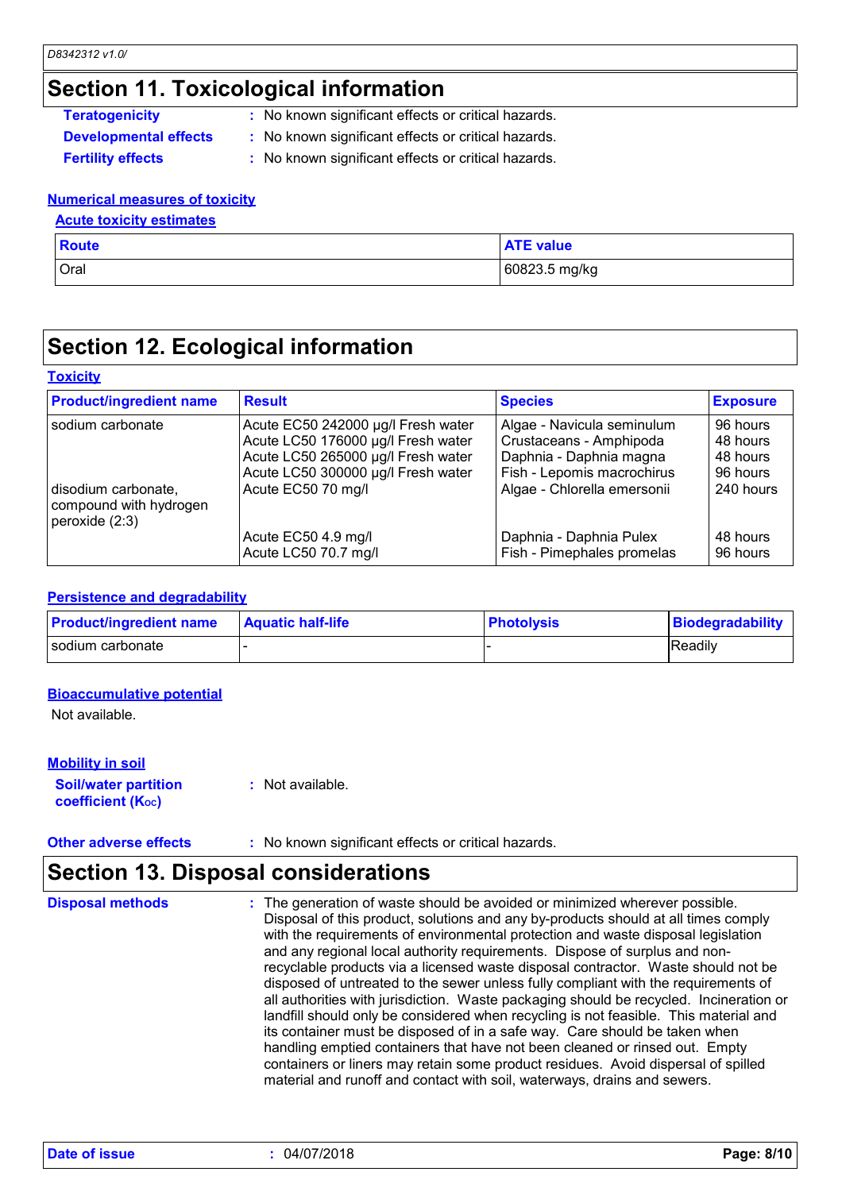# Section 11. Toxicological information

**Teratogenicity** : No known significant effects or critical hazards.

**Developmental effects** : No known significant effects or critical hazards.

**Fertility effects** : No known significant effects or critical hazards.

### Numerical measures of toxicity

#### Acute toxicity estimates

| Route | ATE value |
|---|---|
| Oral | 60823.5 mg/kg |

# Section 12. Ecological information

### Toxicity

| Product/ingredient name | Result | Species | Exposure |
|---|---|---|---|
| sodium carbonate | Acute EC50 242000 µg/l Fresh water | Algae - Navicula seminulum | 96 hours |
| | Acute LC50 176000 µg/l Fresh water | Crustaceans - Amphipoda | 48 hours |
| | Acute LC50 265000 µg/l Fresh water | Daphnia - Daphnia magna | 48 hours |
| | Acute LC50 300000 µg/l Fresh water | Fish - Lepomis macrochirus | 96 hours |
| disodium carbonate, compound with hydrogen peroxide (2:3) | Acute EC50 70 mg/l | Algae - Chlorella emersonii | 240 hours |
| | Acute EC50 4.9 mg/l | Daphnia - Daphnia Pulex | 48 hours |
| | Acute LC50 70.7 mg/l | Fish - Pimephales promelas | 96 hours |

### Persistence and degradability

| Product/ingredient name | Aquatic half-life | Photolysis | Biodegradability |
|---|---|---|---|
| sodium carbonate | - | - | Readily |

### Bioaccumulative potential

Not available.

### Mobility in soil

**Soil/water partition coefficient ($K_{OC}$)** : Not available.

**Other adverse effects** : No known significant effects or critical hazards.

# Section 13. Disposal considerations

**Disposal methods** : The generation of waste should be avoided or minimized wherever possible. Disposal of this product, solutions and any by-products should at all times comply with the requirements of environmental protection and waste disposal legislation and any regional local authority requirements. Dispose of surplus and non-recyclable products via a licensed waste disposal contractor. Waste should not be disposed of untreated to the sewer unless fully compliant with the requirements of all authorities with jurisdiction. Waste packaging should be recycled. Incineration or landfill should only be considered when recycling is not feasible. This material and its container must be disposed of in a safe way. Care should be taken when handling emptied containers that have not been cleaned or rinsed out. Empty containers or liners may retain some product residues. Avoid dispersal of spilled material and runoff and contact with soil, waterways, drains and sewers.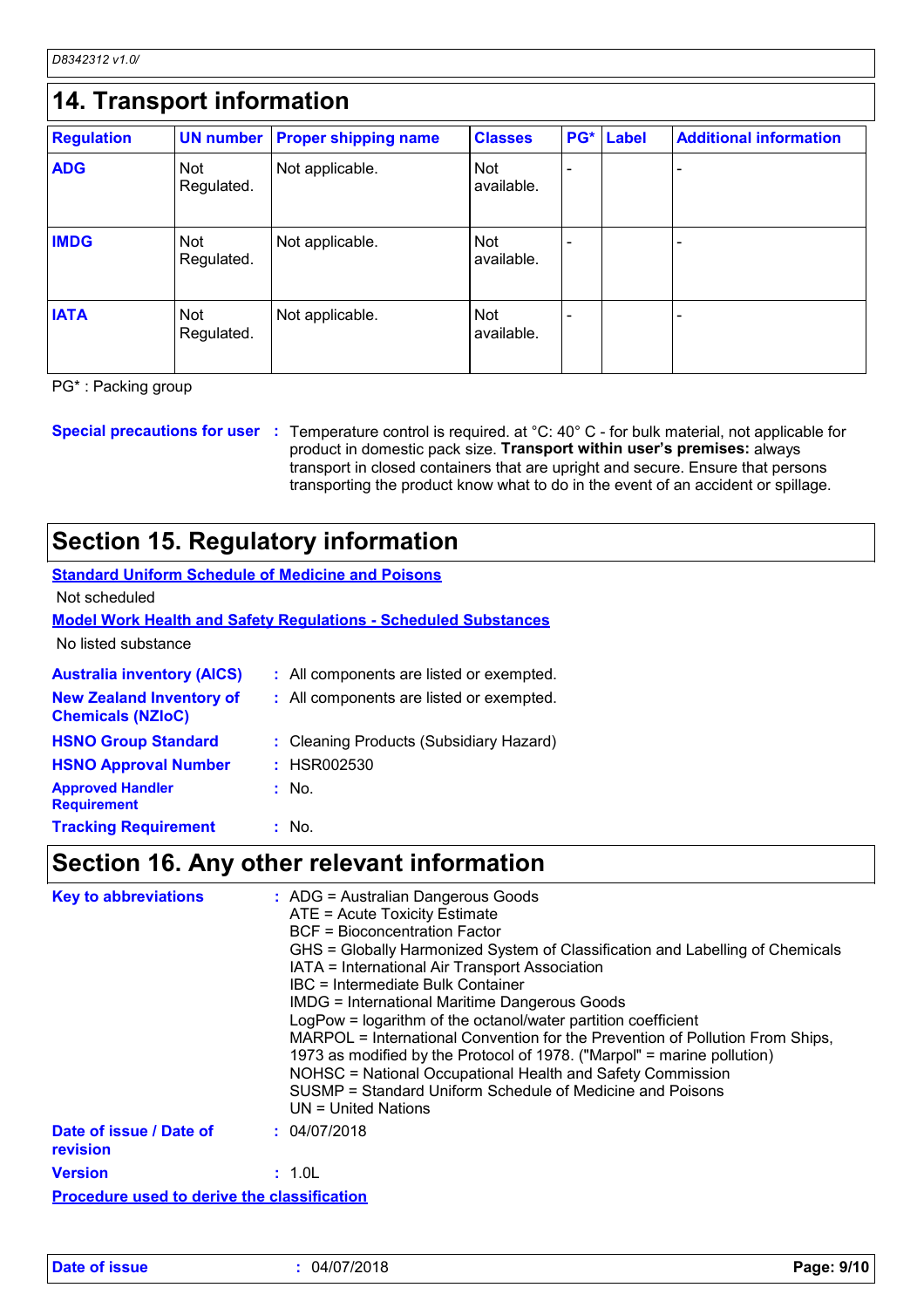## 14. Transport information

| Regulation | UN number | Proper shipping name | Classes | PG* | Label | Additional information |
|---|---|---|---|---|---|---|
| **ADG** | Not Regulated. | Not applicable. | Not available. | - | | - |
| **IMDG** | Not Regulated. | Not applicable. | Not available. | - | | - |
| **IATA** | Not Regulated. | Not applicable. | Not available. | - | | - |

PG* : Packing group

**Special precautions for user** : Temperature control is required. at °C: 40° C - for bulk material, not applicable for product in domestic pack size. **Transport within user's premises:** always transport in closed containers that are upright and secure. Ensure that persons transporting the product know what to do in the event of an accident or spillage.

## Section 15. Regulatory information

**Standard Uniform Schedule of Medicine and Poisons**

Not scheduled

**Model Work Health and Safety Regulations - Scheduled Substances**

No listed substance

**Australia inventory (AICS)** : All components are listed or exempted.

**New Zealand Inventory of Chemicals (NZIoC)** : All components are listed or exempted.

**HSNO Group Standard** : Cleaning Products (Subsidiary Hazard)

**HSNO Approval Number** : HSR002530

**Approved Handler Requirement** : No.

**Tracking Requirement** : No.

## Section 16. Any other relevant information

**Key to abbreviations** :
ADG = Australian Dangerous Goods
ATE = Acute Toxicity Estimate
BCF = Bioconcentration Factor
GHS = Globally Harmonized System of Classification and Labelling of Chemicals
IATA = International Air Transport Association
IBC = Intermediate Bulk Container
IMDG = International Maritime Dangerous Goods
LogPow = logarithm of the octanol/water partition coefficient
MARPOL = International Convention for the Prevention of Pollution From Ships, 1973 as modified by the Protocol of 1978. ("Marpol" = marine pollution)
NOHSC = National Occupational Health and Safety Commission
SUSMP = Standard Uniform Schedule of Medicine and Poisons
UN = United Nations

**Date of issue / Date of revision** : 04/07/2018

**Version** : 1.0L

**Procedure used to derive the classification**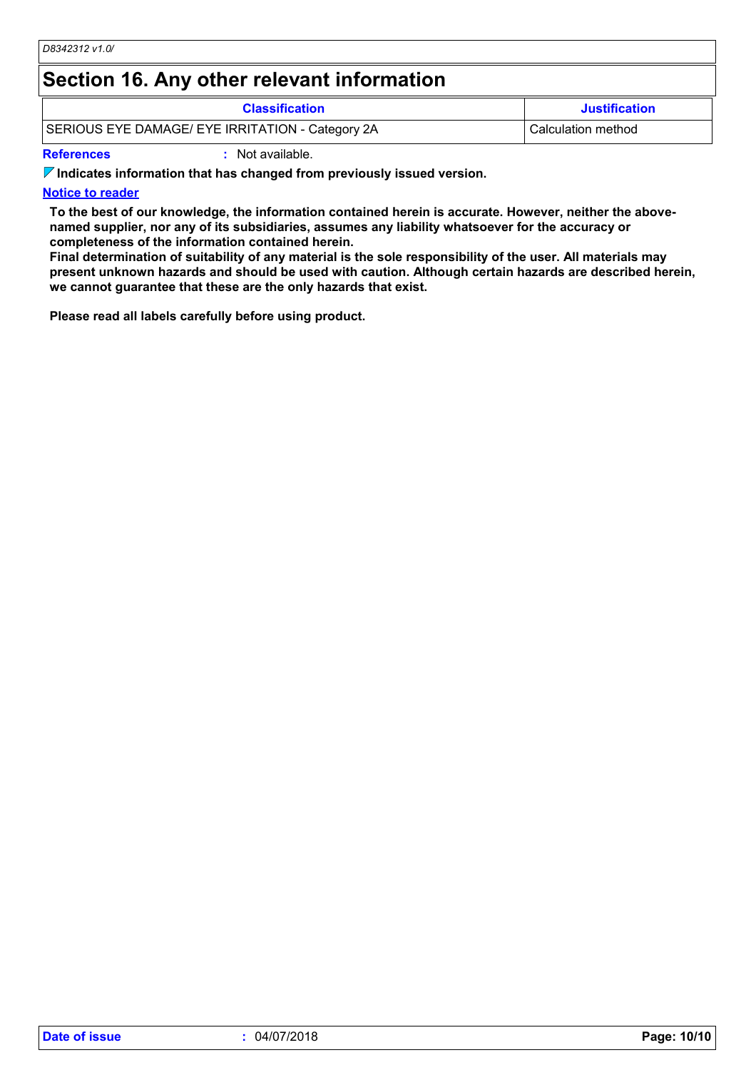## Section 16. Any other relevant information

| Classification | Justification |
| --- | --- |
| SERIOUS EYE DAMAGE/ EYE IRRITATION - Category 2A | Calculation method |

**References** : Not available.

**Indicates information that has changed from previously issued version.**

**Notice to reader**

**To the best of our knowledge, the information contained herein is accurate. However, neither the above-named supplier, nor any of its subsidiaries, assumes any liability whatsoever for the accuracy or completeness of the information contained herein.**
**Final determination of suitability of any material is the sole responsibility of the user. All materials may present unknown hazards and should be used with caution. Although certain hazards are described herein, we cannot guarantee that these are the only hazards that exist.**

**Please read all labels carefully before using product.**

**Date of issue** : 04/07/2018